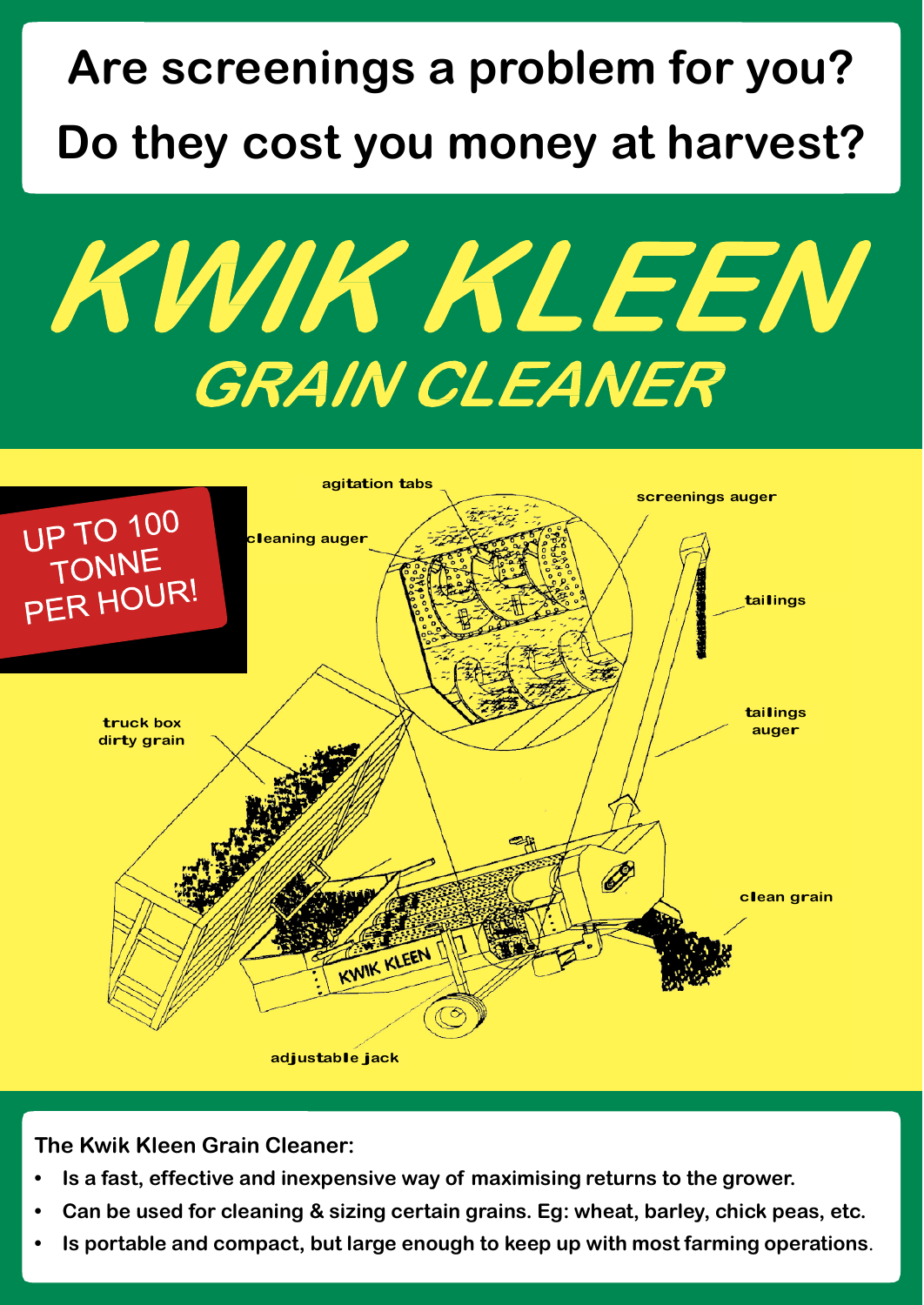# Are screenings a problem for you?

# Do they cost you money at harvest?

# KWIK KLEEN

## GRAIN CLEANER

UP TO 100 TONNE PER HOUR!

agitation tabs

screenings auger

cleaning auger

tailings

truck box dirty grain

tailings auger

clean grain

KWIK KLEEN

adjustable jack

**The Kwik Kleen Grain Cleaner:**

- **Is a fast, effective and inexpensive way of maximising returns to the grower.**
- **Can be used for cleaning & sizing certain grains. Eg: wheat, barley, chick peas, etc.**
- **Is portable and compact, but large enough to keep up with most farming operations.**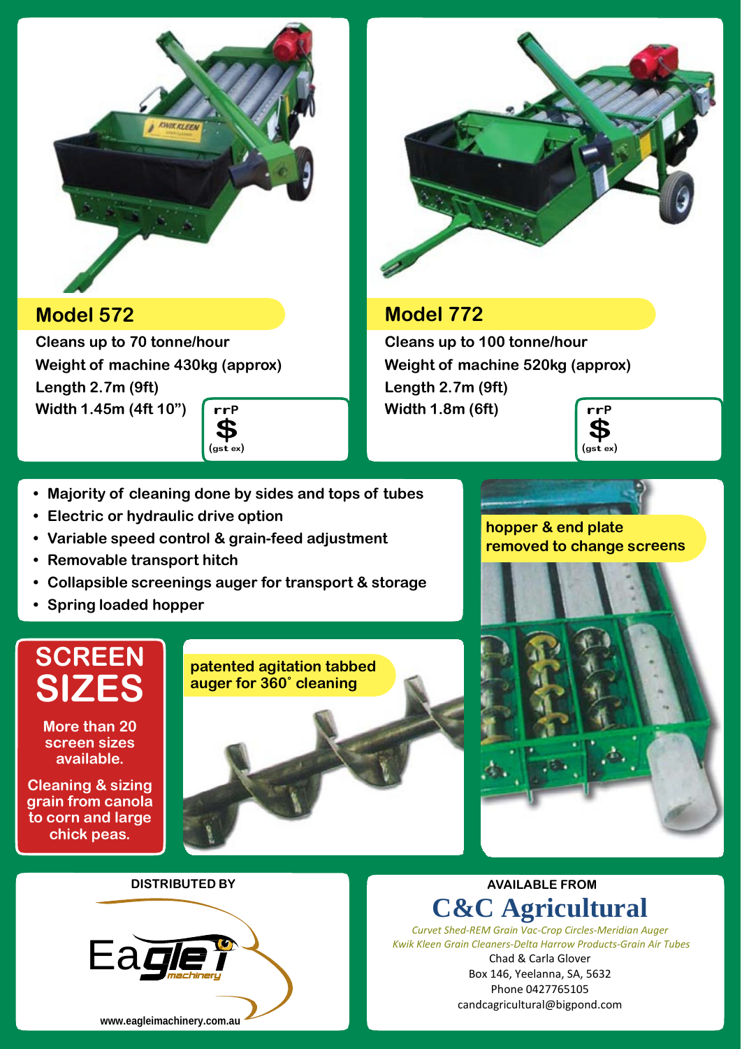## Model 572

**Cleans up to 70 tonne/hour**
**Weight of machine 430kg (approx)**
**Length 2.7m (9ft)**
**Width 1.45m (4ft 10")**

rrP $ (gst ex)

## Model 772

**Cleans up to 100 tonne/hour**
**Weight of machine 520kg (approx)**
**Length 2.7m (9ft)**
**Width 1.8m (6ft)**

rrP $ (gst ex)

- **Majority of cleaning done by sides and tops of tubes**
- **Electric or hydraulic drive option**
- **Variable speed control & grain-feed adjustment**
- **Removable transport hitch**
- **Collapsible screenings auger for transport & storage**
- **Spring loaded hopper**

**hopper & end plate removed to change screens**

## SCREEN SIZES

**More than 20 screen sizes available.**

**Cleaning & sizing grain from canola to corn and large chick peas.**

**patented agitation tabbed auger for 360˚ cleaning**

**DISTRIBUTED BY**

Eagle i machinery

www.eagleimachinery.com.au

**AVAILABLE FROM**

# C&C Agricultural

*Curvet Shed-REM Grain Vac-Crop Circles-Meridian Auger*
*Kwik Kleen Grain Cleaners-Delta Harrow Products-Grain Air Tubes*

Chad & Carla Glover
Box 146, Yeelanna, SA, 5632
Phone 0427765105
candcagricultural@bigpond.com